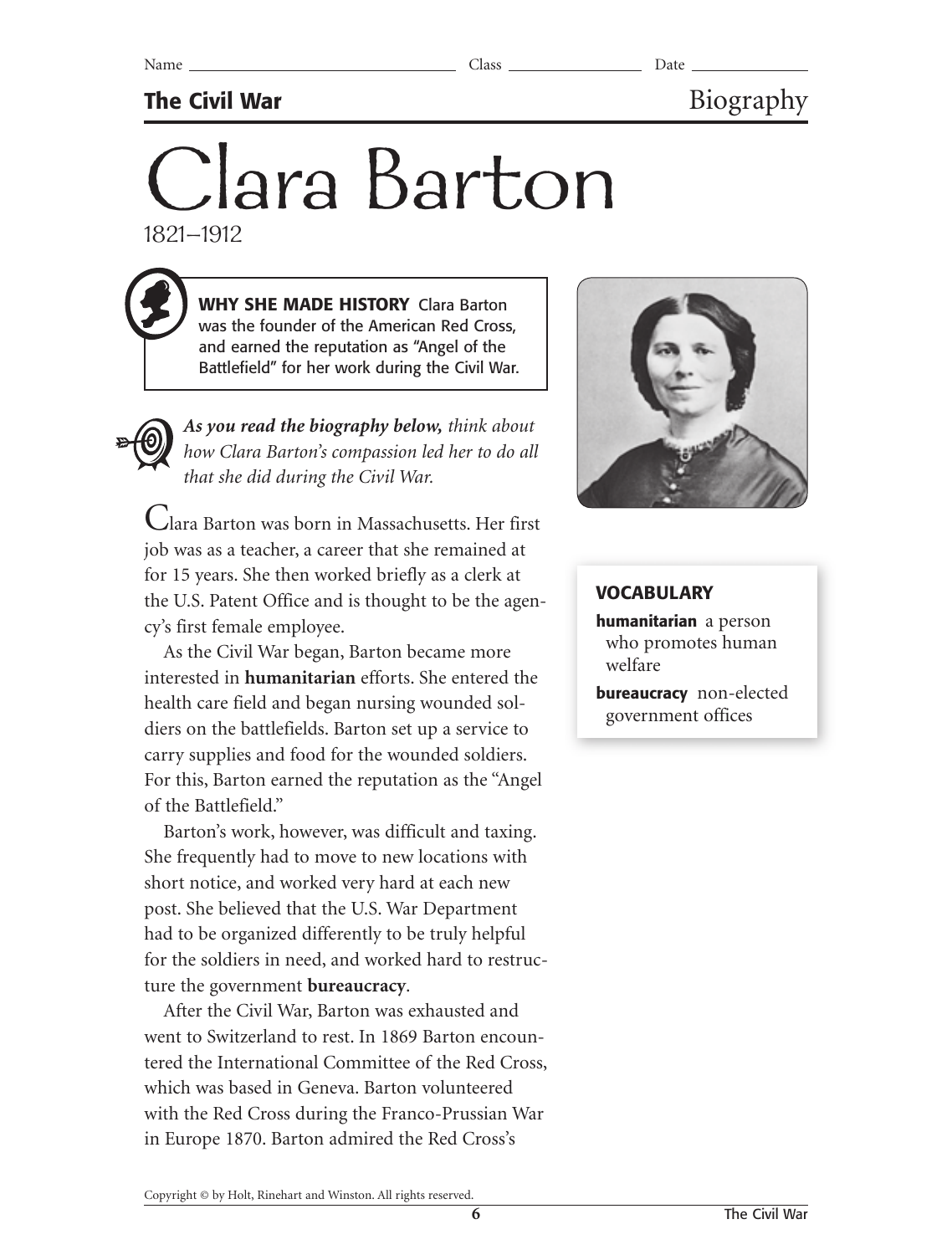Name ______________________ Class ______________ Date ____________

**The Civil War** Biography

# Clara Barton

1821–1912

**WHY SHE MADE HISTORY** Clara Barton was the founder of the American Red Cross, and earned the reputation as "Angel of the Battlefield" for her work during the Civil War.

***As you read the biography below,*** *think about how Clara Barton's compassion led her to do all that she did during the Civil War.*

Clara Barton was born in Massachusetts. Her first job was as a teacher, a career that she remained at for 15 years. She then worked briefly as a clerk at the U.S. Patent Office and is thought to be the agency's first female employee.

As the Civil War began, Barton became more interested in **humanitarian** efforts. She entered the health care field and began nursing wounded soldiers on the battlefields. Barton set up a service to carry supplies and food for the wounded soldiers. For this, Barton earned the reputation as the "Angel of the Battlefield."

Barton's work, however, was difficult and taxing. She frequently had to move to new locations with short notice, and worked very hard at each new post. She believed that the U.S. War Department had to be organized differently to be truly helpful for the soldiers in need, and worked hard to restructure the government **bureaucracy**.

After the Civil War, Barton was exhausted and went to Switzerland to rest. In 1869 Barton encountered the International Committee of the Red Cross, which was based in Geneva. Barton volunteered with the Red Cross during the Franco-Prussian War in Europe 1870. Barton admired the Red Cross's

### VOCABULARY

**humanitarian** a person who promotes human welfare

**bureaucracy** non-elected government offices

Copyright © by Holt, Rinehart and Winston. All rights reserved.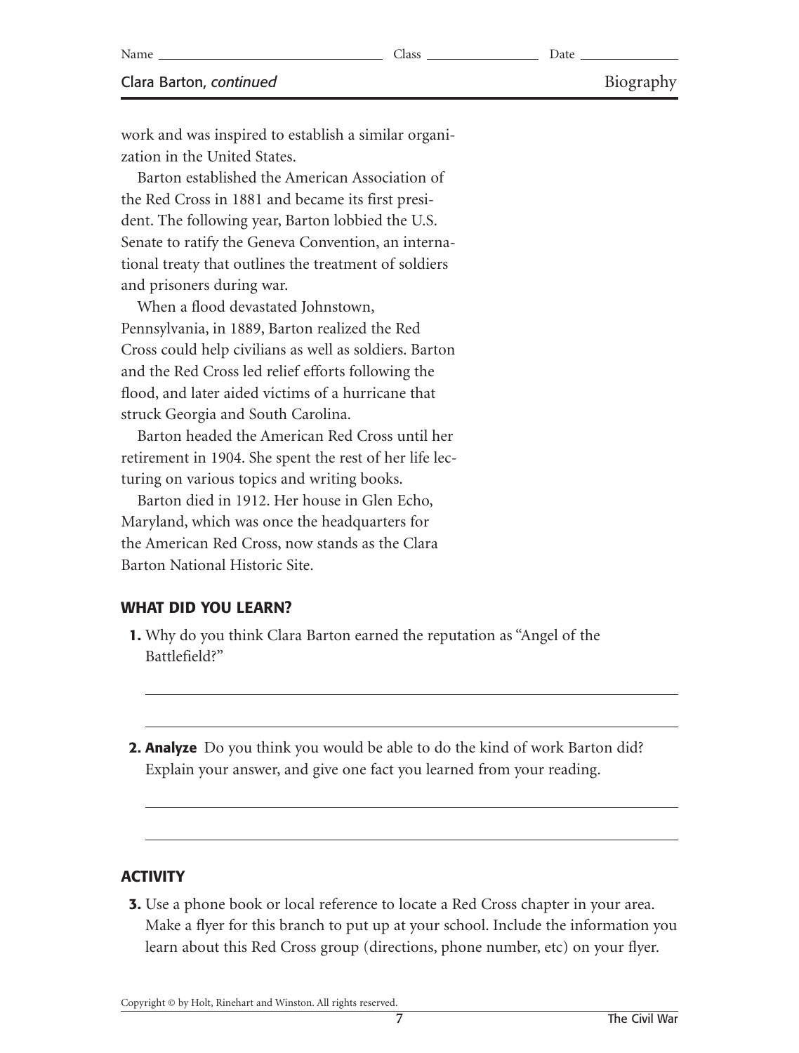work and was inspired to establish a similar organization in the United States.

Barton established the American Association of the Red Cross in 1881 and became its first president. The following year, Barton lobbied the U.S. Senate to ratify the Geneva Convention, an international treaty that outlines the treatment of soldiers and prisoners during war.

When a flood devastated Johnstown, Pennsylvania, in 1889, Barton realized the Red Cross could help civilians as well as soldiers. Barton and the Red Cross led relief efforts following the flood, and later aided victims of a hurricane that struck Georgia and South Carolina.

Barton headed the American Red Cross until her retirement in 1904. She spent the rest of her life lecturing on various topics and writing books.

Barton died in 1912. Her house in Glen Echo, Maryland, which was once the headquarters for the American Red Cross, now stands as the Clara Barton National Historic Site.

## WHAT DID YOU LEARN?

**1.** Why do you think Clara Barton earned the reputation as "Angel of the Battlefield?"

**2. Analyze** Do you think you would be able to do the kind of work Barton did? Explain your answer, and give one fact you learned from your reading.

## ACTIVITY

**3.** Use a phone book or local reference to locate a Red Cross chapter in your area. Make a flyer for this branch to put up at your school. Include the information you learn about this Red Cross group (directions, phone number, etc) on your flyer.

Copyright © by Holt, Rinehart and Winston. All rights reserved.